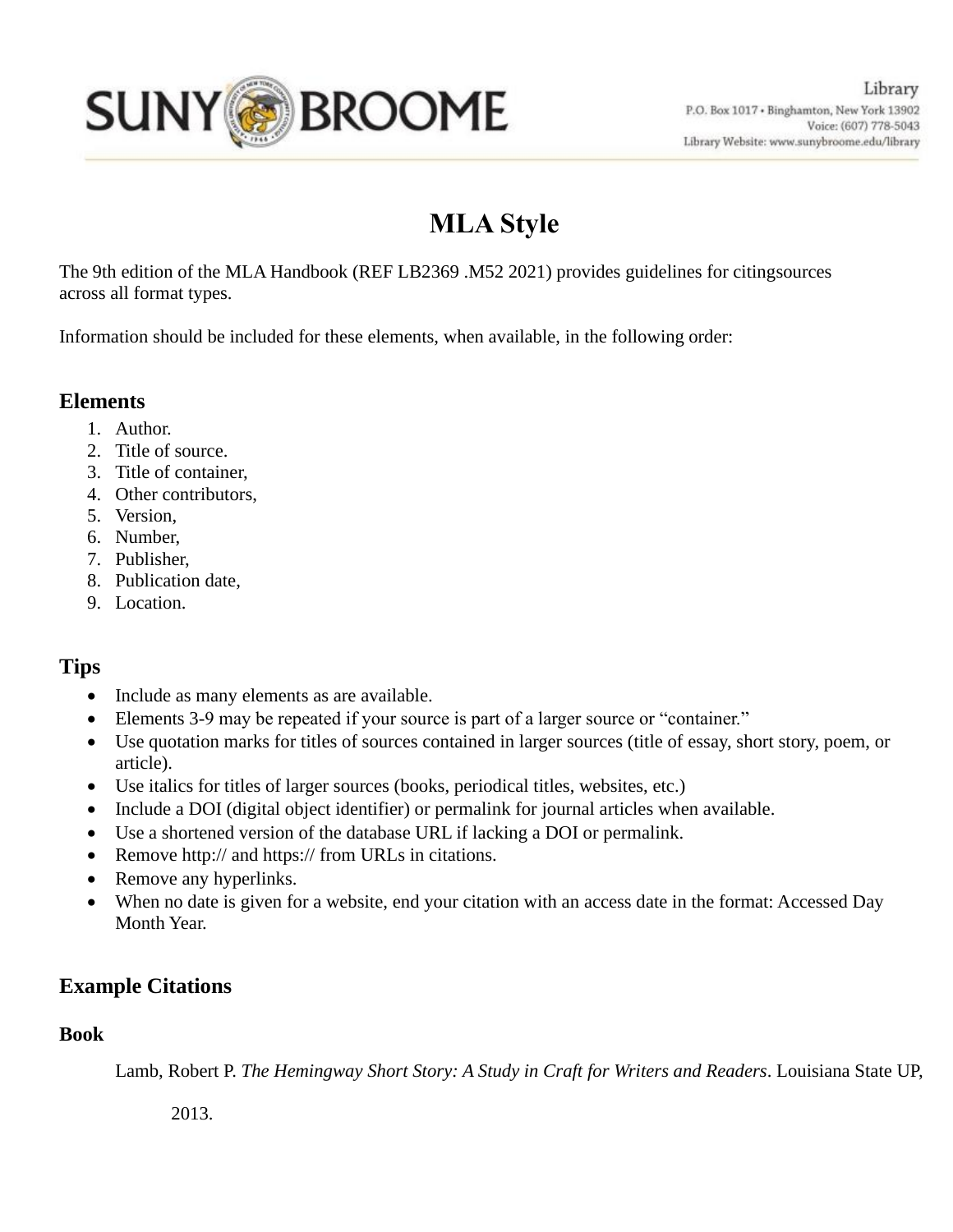Library
P.O. Box 1017 • Binghamton, New York 13902
Voice: (607) 778-5043
Library Website: www.sunybroome.edu/library

# MLA Style

The 9th edition of the MLA Handbook (REF LB2369 .M52 2021) provides guidelines for citingsources across all format types.

Information should be included for these elements, when available, in the following order:

## Elements

1. Author.
2. Title of source.
3. Title of container,
4. Other contributors,
5. Version,
6. Number,
7. Publisher,
8. Publication date,
9. Location.

## Tips

- Include as many elements as are available.
- Elements 3-9 may be repeated if your source is part of a larger source or "container."
- Use quotation marks for titles of sources contained in larger sources (title of essay, short story, poem, or article).
- Use italics for titles of larger sources (books, periodical titles, websites, etc.)
- Include a DOI (digital object identifier) or permalink for journal articles when available.
- Use a shortened version of the database URL if lacking a DOI or permalink.
- Remove http:// and https:// from URLs in citations.
- Remove any hyperlinks.
- When no date is given for a website, end your citation with an access date in the format: Accessed Day Month Year.

## Example Citations

### Book

Lamb, Robert P. *The Hemingway Short Story: A Study in Craft for Writers and Readers*. Louisiana State UP, 2013.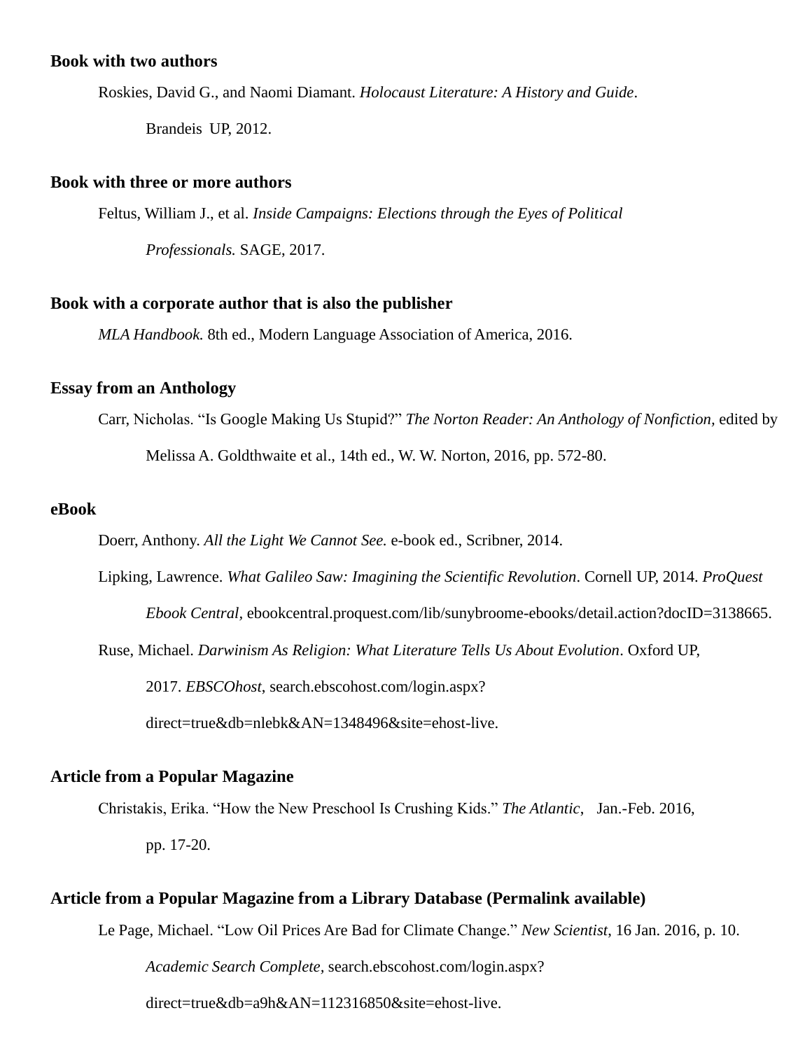**Book with two authors**

Roskies, David G., and Naomi Diamant. *Holocaust Literature: A History and Guide*. Brandeis UP, 2012.

**Book with three or more authors**

Feltus, William J., et al. *Inside Campaigns: Elections through the Eyes of Political Professionals.* SAGE, 2017.

**Book with a corporate author that is also the publisher**

*MLA Handbook.* 8th ed., Modern Language Association of America, 2016.

**Essay from an Anthology**

Carr, Nicholas. "Is Google Making Us Stupid?" *The Norton Reader: An Anthology of Nonfiction*, edited by Melissa A. Goldthwaite et al., 14th ed., W. W. Norton, 2016, pp. 572-80.

**eBook**

Doerr, Anthony. *All the Light We Cannot See.* e-book ed., Scribner, 2014.

Lipking, Lawrence. *What Galileo Saw: Imagining the Scientific Revolution*. Cornell UP, 2014. *ProQuest Ebook Central*, ebookcentral.proquest.com/lib/sunybroome-ebooks/detail.action?docID=3138665.

Ruse, Michael. *Darwinism As Religion: What Literature Tells Us About Evolution*. Oxford UP, 2017. *EBSCOhost*, search.ebscohost.com/login.aspx?direct=true&db=nlebk&AN=1348496&site=ehost-live.

**Article from a Popular Magazine**

Christakis, Erika. "How the New Preschool Is Crushing Kids." *The Atlantic*, Jan.-Feb. 2016, pp. 17-20.

**Article from a Popular Magazine from a Library Database (Permalink available)**

Le Page, Michael. "Low Oil Prices Are Bad for Climate Change." *New Scientist*, 16 Jan. 2016, p. 10. *Academic Search Complete*, search.ebscohost.com/login.aspx?direct=true&db=a9h&AN=112316850&site=ehost-live.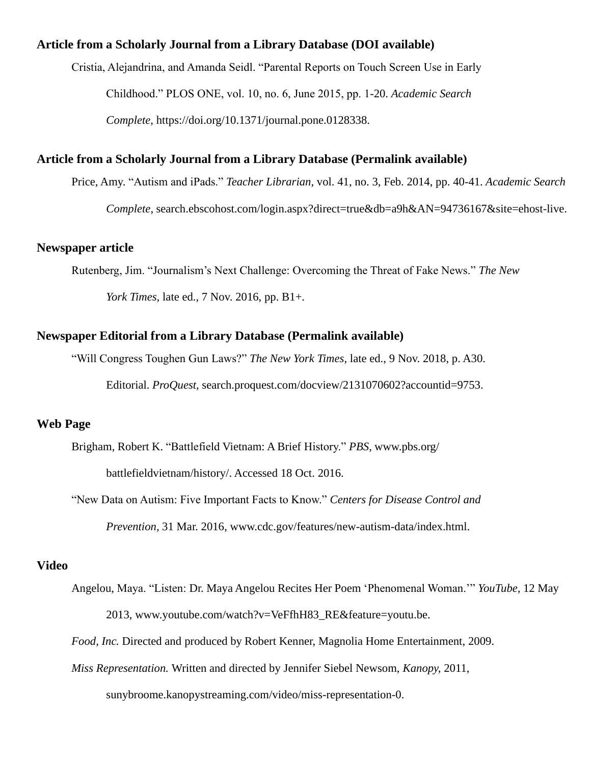**Article from a Scholarly Journal from a Library Database (DOI available)**

Cristia, Alejandrina, and Amanda Seidl. "Parental Reports on Touch Screen Use in Early Childhood." PLOS ONE, vol. 10, no. 6, June 2015, pp. 1-20. *Academic Search Complete*, https://doi.org/10.1371/journal.pone.0128338.

**Article from a Scholarly Journal from a Library Database (Permalink available)**

Price, Amy. "Autism and iPads." *Teacher Librarian*, vol. 41, no. 3, Feb. 2014, pp. 40-41. *Academic Search Complete*, search.ebscohost.com/login.aspx?direct=true&db=a9h&AN=94736167&site=ehost-live.

**Newspaper article**

Rutenberg, Jim. "Journalism's Next Challenge: Overcoming the Threat of Fake News." *The New York Times*, late ed., 7 Nov. 2016, pp. B1+.

**Newspaper Editorial from a Library Database (Permalink available)**

"Will Congress Toughen Gun Laws?" *The New York Times*, late ed., 9 Nov. 2018, p. A30. Editorial. *ProQuest*, search.proquest.com/docview/2131070602?accountid=9753.

**Web Page**

Brigham, Robert K. "Battlefield Vietnam: A Brief History." *PBS*, www.pbs.org/battlefieldvietnam/history/. Accessed 18 Oct. 2016.

"New Data on Autism: Five Important Facts to Know." *Centers for Disease Control and Prevention*, 31 Mar. 2016, www.cdc.gov/features/new-autism-data/index.html.

**Video**

Angelou, Maya. "Listen: Dr. Maya Angelou Recites Her Poem 'Phenomenal Woman.'" *YouTube*, 12 May 2013, www.youtube.com/watch?v=VeFfhH83_RE&feature=youtu.be.

*Food, Inc.* Directed and produced by Robert Kenner, Magnolia Home Entertainment, 2009.

*Miss Representation.* Written and directed by Jennifer Siebel Newsom, *Kanopy*, 2011, sunybroome.kanopystreaming.com/video/miss-representation-0.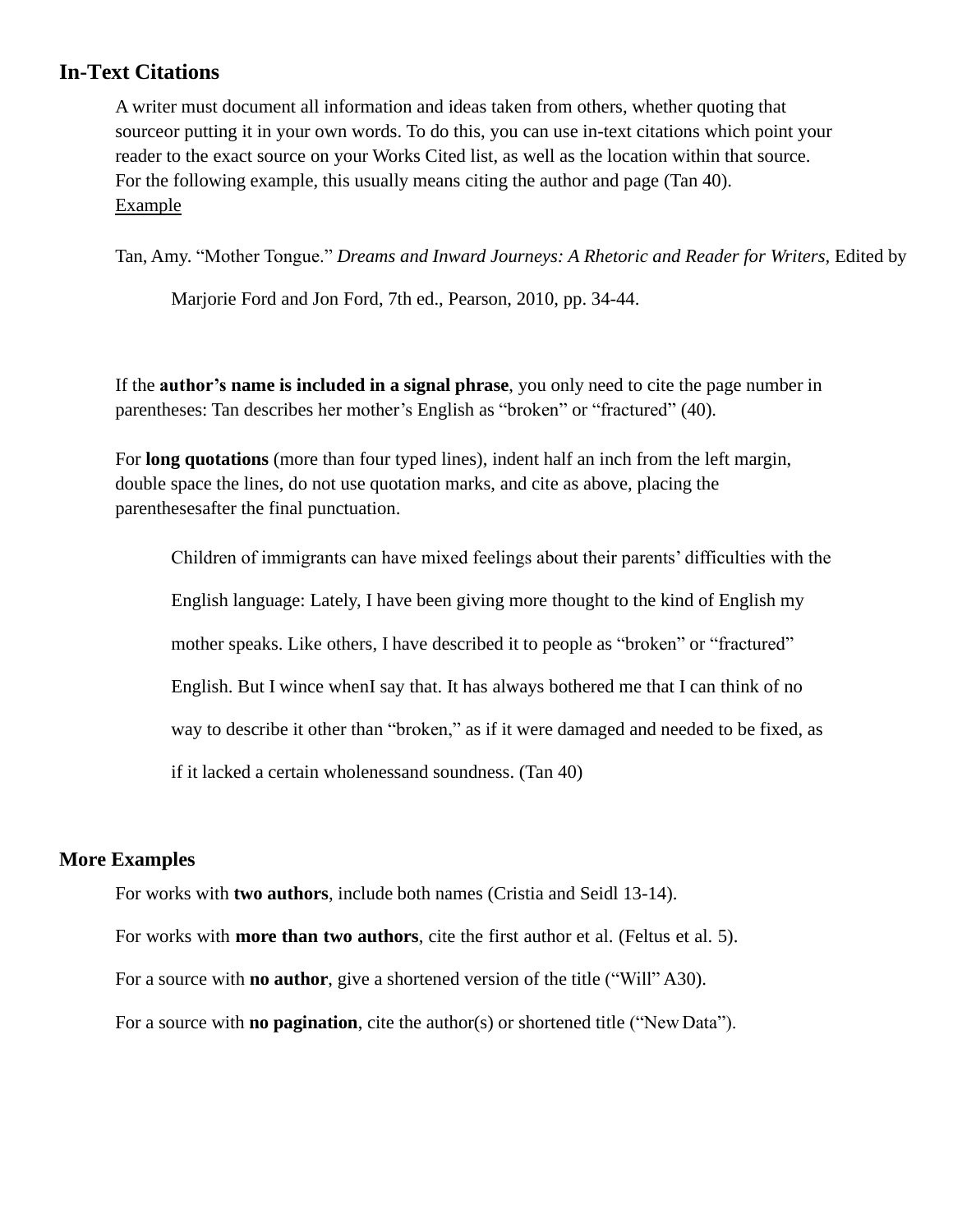## In-Text Citations

A writer must document all information and ideas taken from others, whether quoting that sourceor putting it in your own words. To do this, you can use in-text citations which point your reader to the exact source on your Works Cited list, as well as the location within that source. For the following example, this usually means citing the author and page (Tan 40).

Example

Tan, Amy. “Mother Tongue.” *Dreams and Inward Journeys: A Rhetoric and Reader for Writers,* Edited by Marjorie Ford and Jon Ford, 7th ed., Pearson, 2010, pp. 34-44.

If the **author’s name is included in a signal phrase**, you only need to cite the page number in parentheses: Tan describes her mother’s English as “broken” or “fractured” (40).

For **long quotations** (more than four typed lines), indent half an inch from the left margin, double space the lines, do not use quotation marks, and cite as above, placing the parenthesesafter the final punctuation.

> Children of immigrants can have mixed feelings about their parents’ difficulties with the English language: Lately, I have been giving more thought to the kind of English my mother speaks. Like others, I have described it to people as “broken” or “fractured” English. But I wince whenI say that. It has always bothered me that I can think of no way to describe it other than “broken,” as if it were damaged and needed to be fixed, as if it lacked a certain wholenessand soundness. (Tan 40)

## More Examples

For works with **two authors**, include both names (Cristia and Seidl 13-14).

For works with **more than two authors**, cite the first author et al. (Feltus et al. 5).

For a source with **no author**, give a shortened version of the title (“Will” A30).

For a source with **no pagination**, cite the author(s) or shortened title (“New Data”).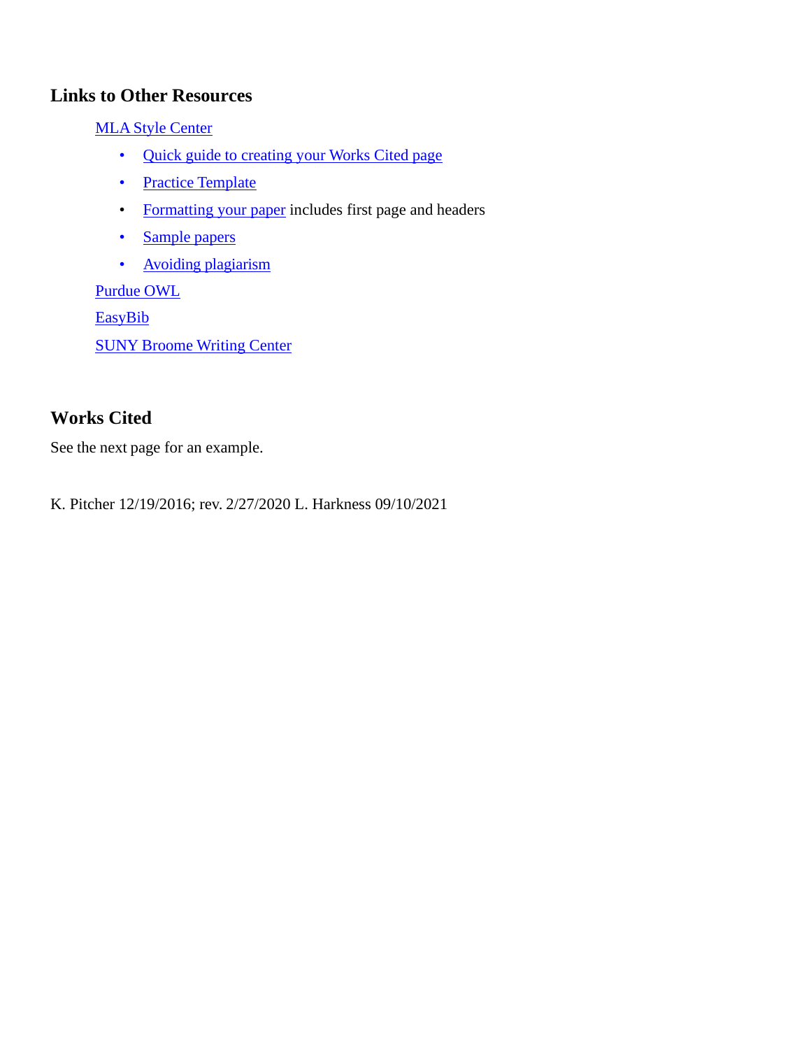## Links to Other Resources

MLA Style Center

- Quick guide to creating your Works Cited page
- Practice Template
- Formatting your paper includes first page and headers
- Sample papers
- Avoiding plagiarism

Purdue OWL

EasyBib

SUNY Broome Writing Center

## Works Cited

See the next page for an example.

K. Pitcher 12/19/2016; rev. 2/27/2020 L. Harkness 09/10/2021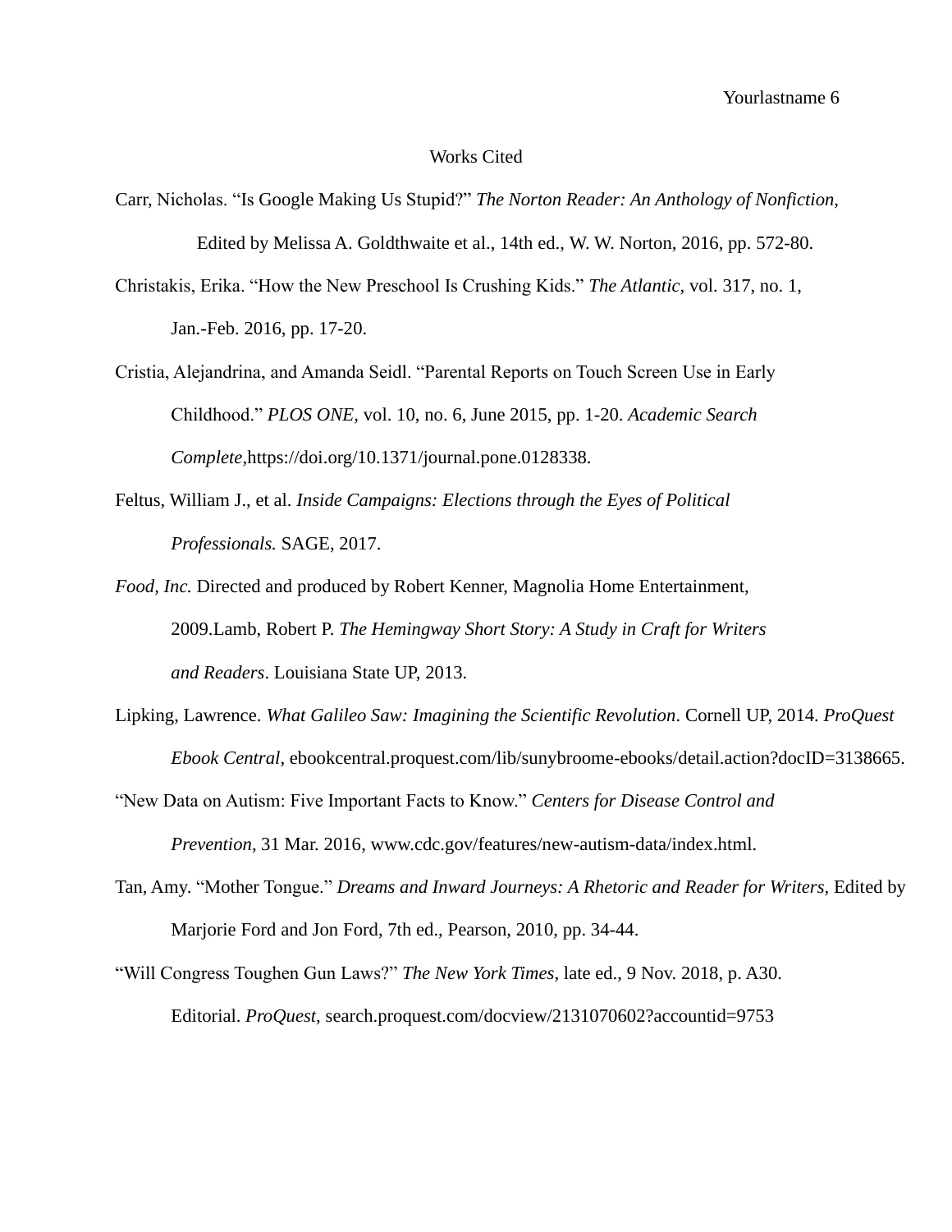# Works Cited

Carr, Nicholas. “Is Google Making Us Stupid?” *The Norton Reader: An Anthology of Nonfiction,* Edited by Melissa A. Goldthwaite et al., 14th ed., W. W. Norton, 2016, pp. 572-80.

Christakis, Erika. “How the New Preschool Is Crushing Kids.” *The Atlantic,* vol. 317, no. 1, Jan.-Feb. 2016, pp. 17-20.

Cristia, Alejandrina, and Amanda Seidl. “Parental Reports on Touch Screen Use in Early Childhood.” *PLOS ONE*, vol. 10, no. 6, June 2015, pp. 1-20. *Academic Search Complete,*https://doi.org/10.1371/journal.pone.0128338.

Feltus, William J., et al. *Inside Campaigns: Elections through the Eyes of Political Professionals.* SAGE, 2017.

*Food, Inc.* Directed and produced by Robert Kenner, Magnolia Home Entertainment, 2009.Lamb, Robert P. *The Hemingway Short Story: A Study in Craft for Writers and Readers*. Louisiana State UP, 2013.

Lipking, Lawrence. *What Galileo Saw: Imagining the Scientific Revolution*. Cornell UP, 2014. *ProQuest Ebook Central*, ebookcentral.proquest.com/lib/sunybroome-ebooks/detail.action?docID=3138665.

“New Data on Autism: Five Important Facts to Know.” *Centers for Disease Control and Prevention*, 31 Mar. 2016, www.cdc.gov/features/new-autism-data/index.html.

Tan, Amy. “Mother Tongue.” *Dreams and Inward Journeys: A Rhetoric and Reader for Writers,* Edited by Marjorie Ford and Jon Ford, 7th ed., Pearson, 2010, pp. 34-44.

“Will Congress Toughen Gun Laws?” *The New York Times*, late ed., 9 Nov. 2018, p. A30. Editorial. *ProQuest*, search.proquest.com/docview/2131070602?accountid=9753